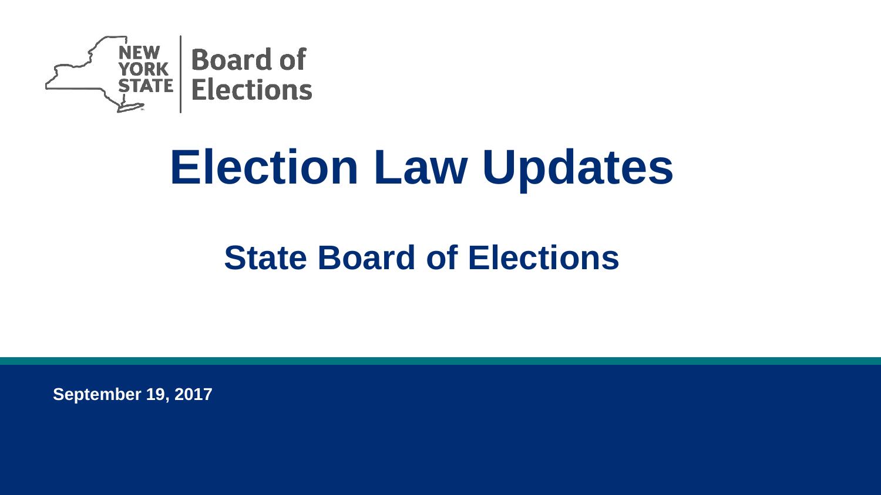NEW YORK STATE | Board of Elections

# Election Law Updates

## State Board of Elections

**September 19, 2017**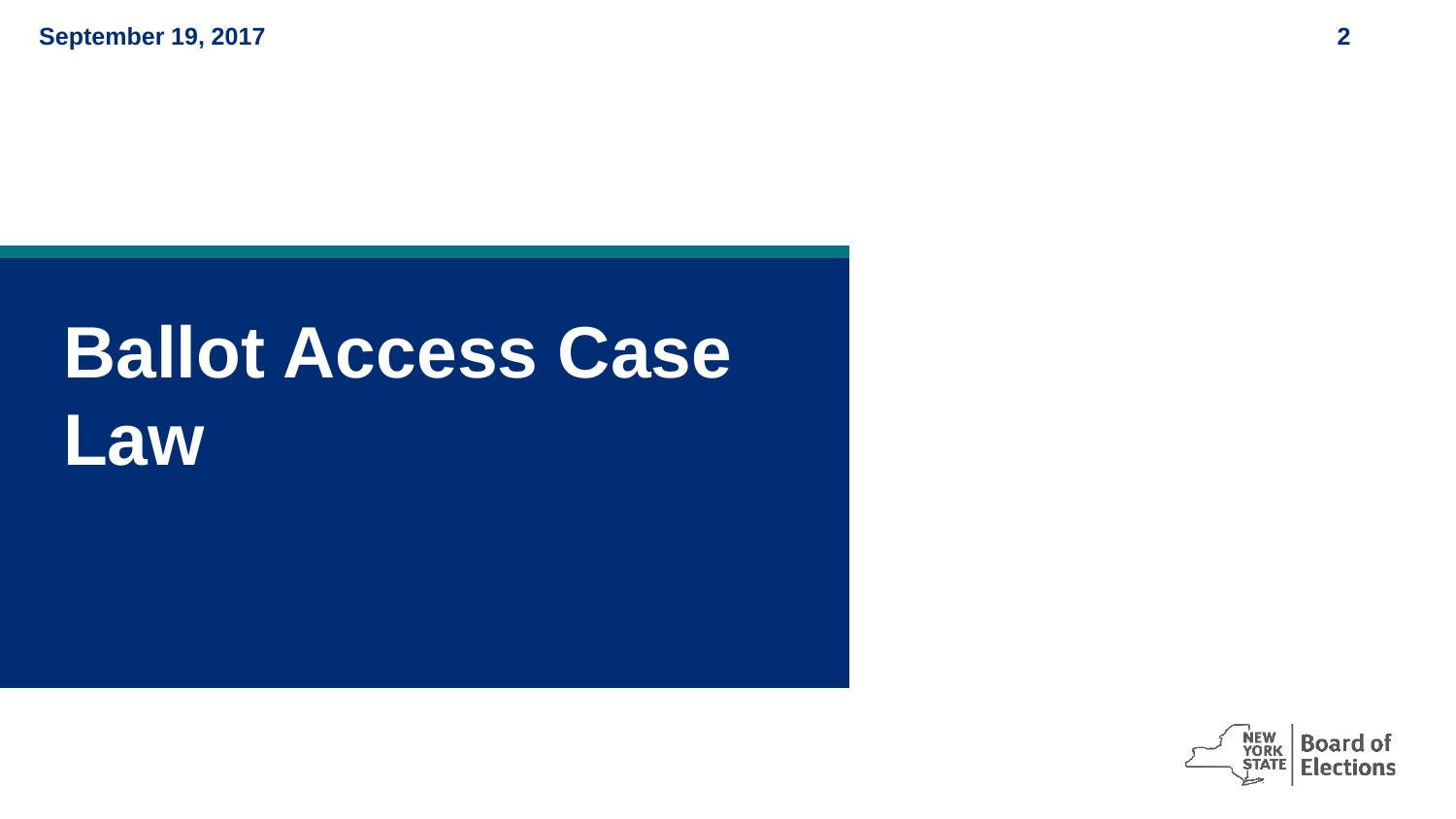# Ballot Access Case Law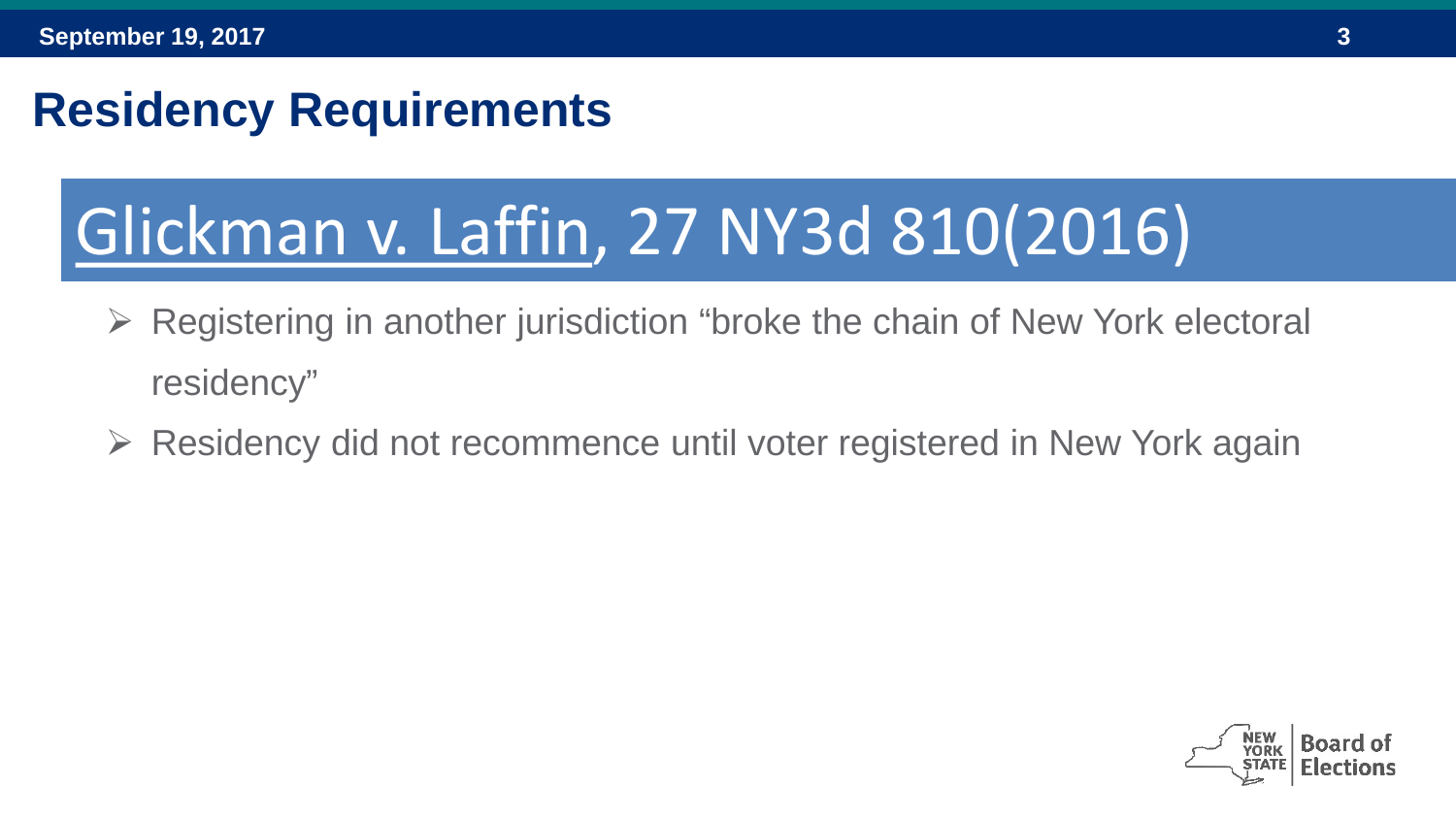## Residency Requirements

### Glickman v. Laffin, 27 NY3d 810(2016)

- Registering in another jurisdiction “broke the chain of New York electoral residency”
- Residency did not recommence until voter registered in New York again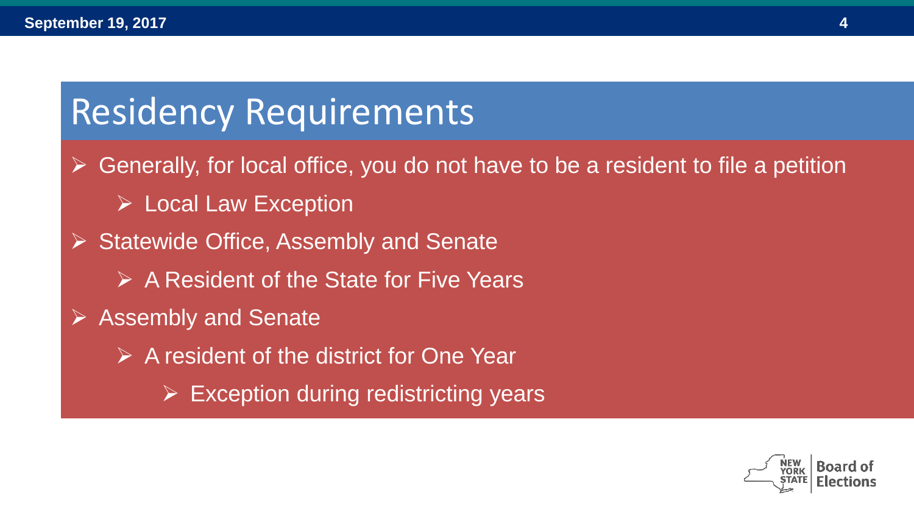# Residency Requirements

- Generally, for local office, you do not have to be a resident to file a petition
  - Local Law Exception
- Statewide Office, Assembly and Senate
  - A Resident of the State for Five Years
- Assembly and Senate
  - A resident of the district for One Year
    - Exception during redistricting years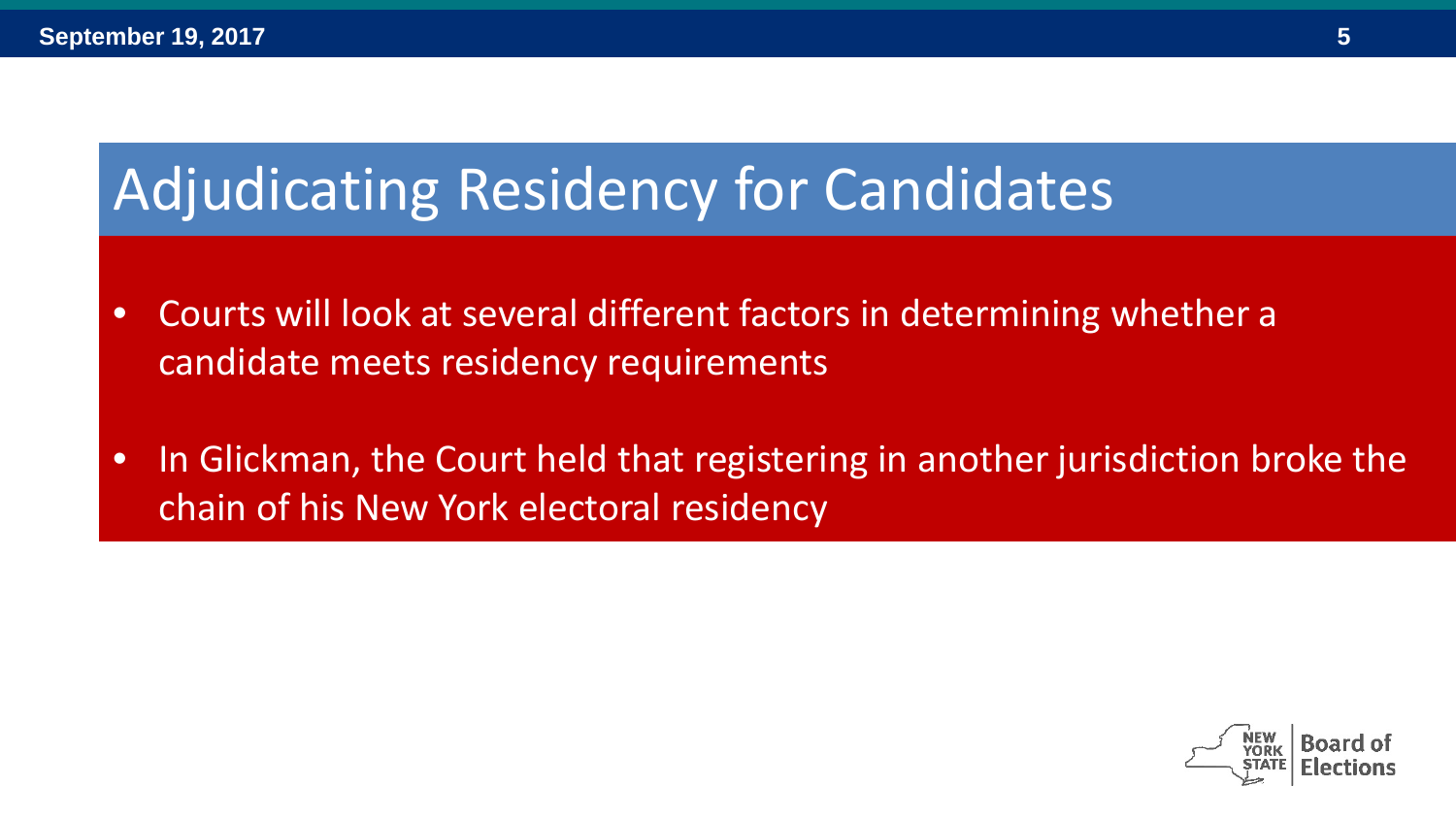# Adjudicating Residency for Candidates

- Courts will look at several different factors in determining whether a candidate meets residency requirements
- In Glickman, the Court held that registering in another jurisdiction broke the chain of his New York electoral residency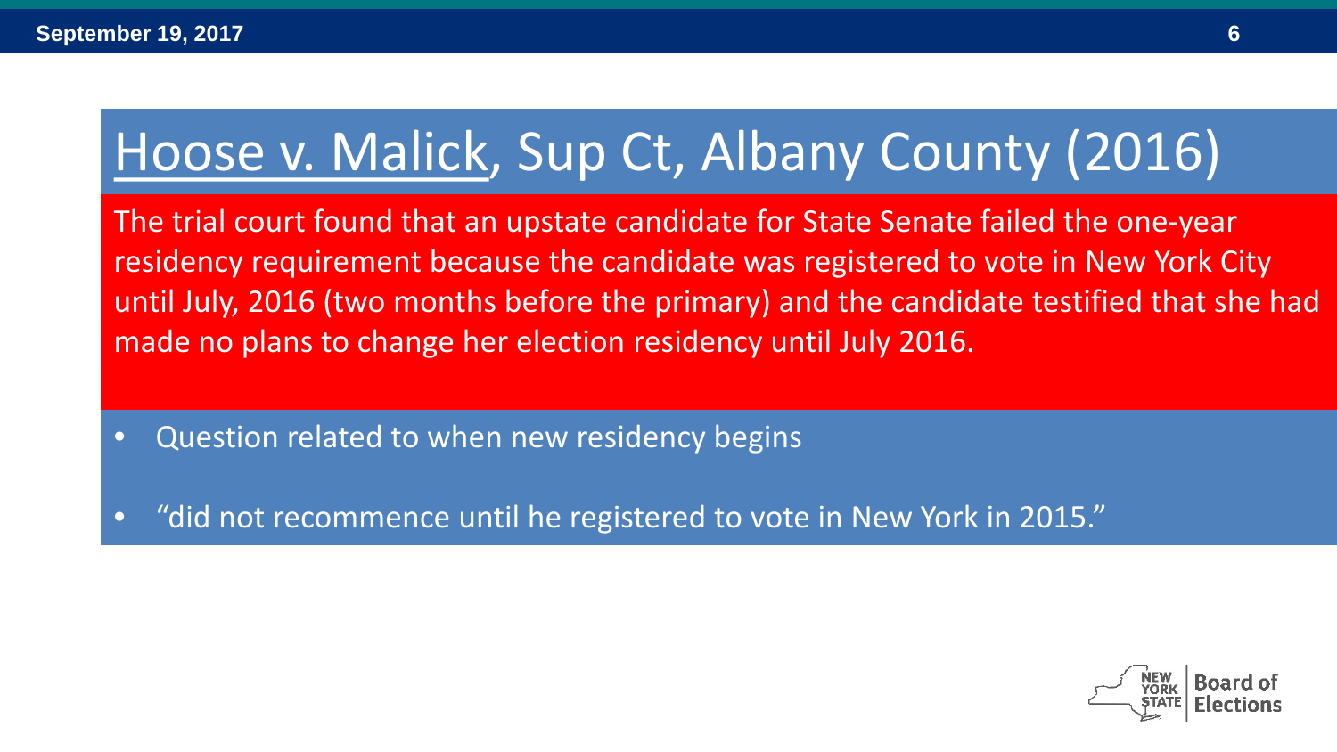# Hoose v. Malick, Sup Ct, Albany County (2016)

The trial court found that an upstate candidate for State Senate failed the one-year residency requirement because the candidate was registered to vote in New York City until July, 2016 (two months before the primary) and the candidate testified that she had made no plans to change her election residency until July 2016.

- Question related to when new residency begins
- "did not recommence until he registered to vote in New York in 2015."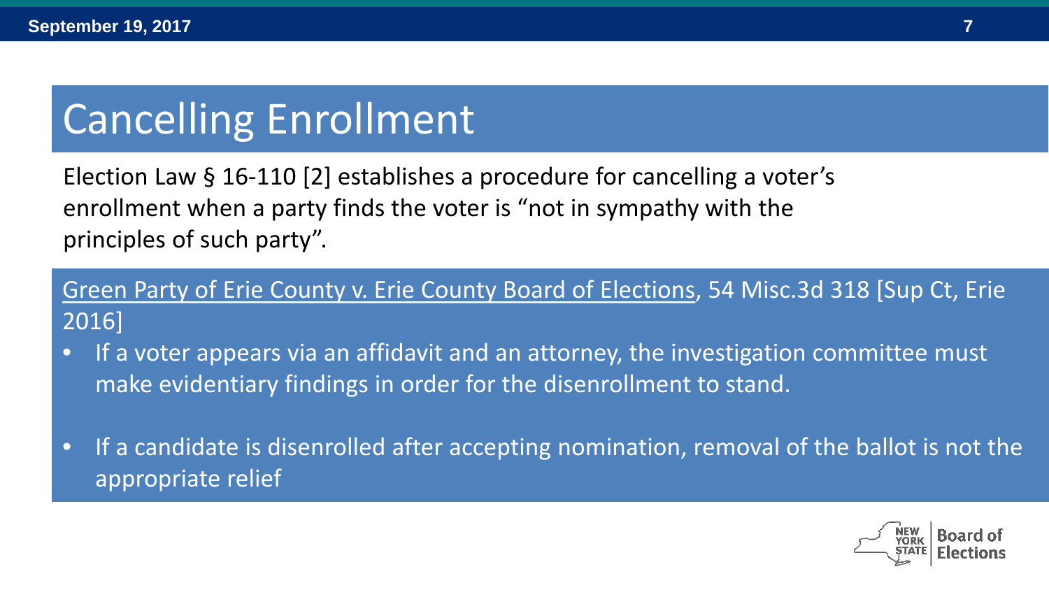# Cancelling Enrollment

Election Law § 16-110 [2] establishes a procedure for cancelling a voter's enrollment when a party finds the voter is "not in sympathy with the principles of such party".

Green Party of Erie County v. Erie County Board of Elections, 54 Misc.3d 318 [Sup Ct, Erie 2016]

- If a voter appears via an affidavit and an attorney, the investigation committee must make evidentiary findings in order for the disenrollment to stand.
- If a candidate is disenrolled after accepting nomination, removal of the ballot is not the appropriate relief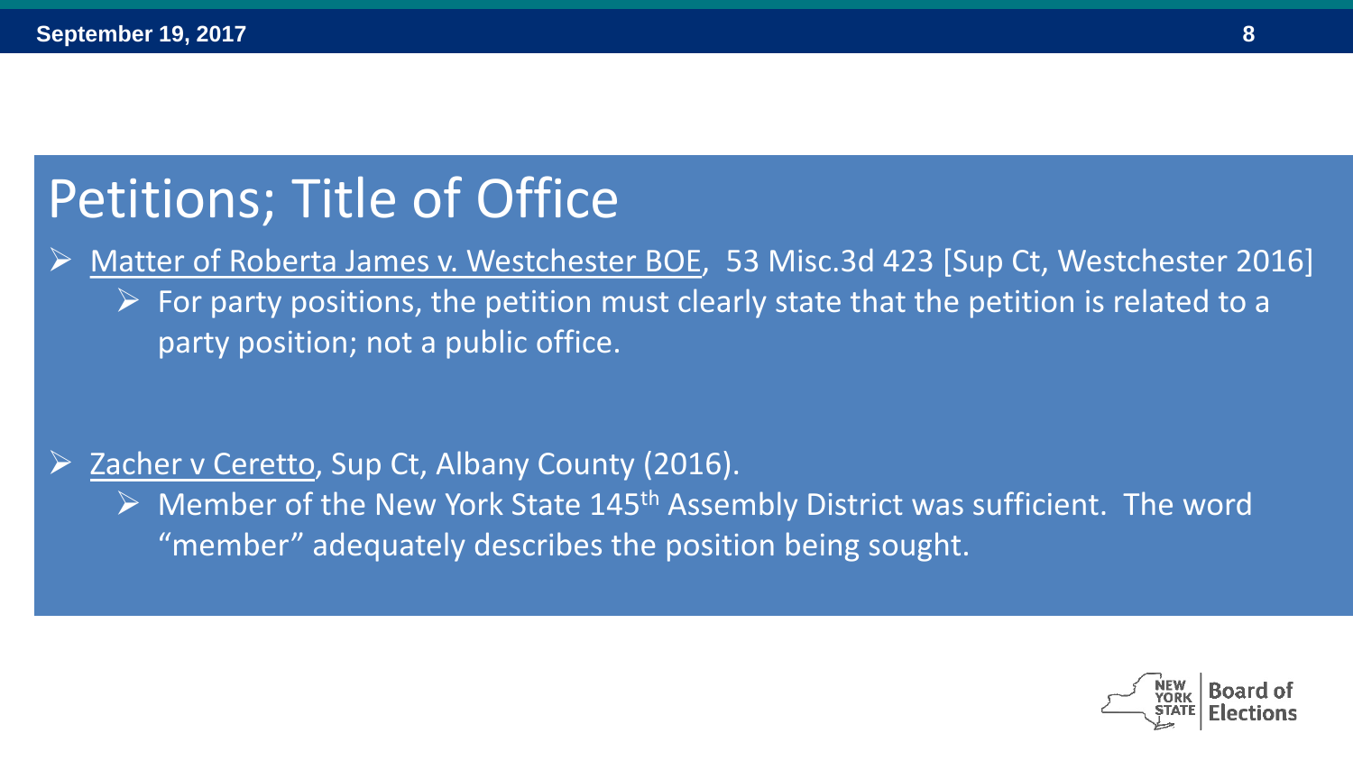# Petitions; Title of Office

- Matter of Roberta James v. Westchester BOE, 53 Misc.3d 423 [Sup Ct, Westchester 2016]
  - For party positions, the petition must clearly state that the petition is related to a party position; not a public office.

- Zacher v Ceretto, Sup Ct, Albany County (2016).
  - Member of the New York State 145$^{th}$ Assembly District was sufficient. The word "member" adequately describes the position being sought.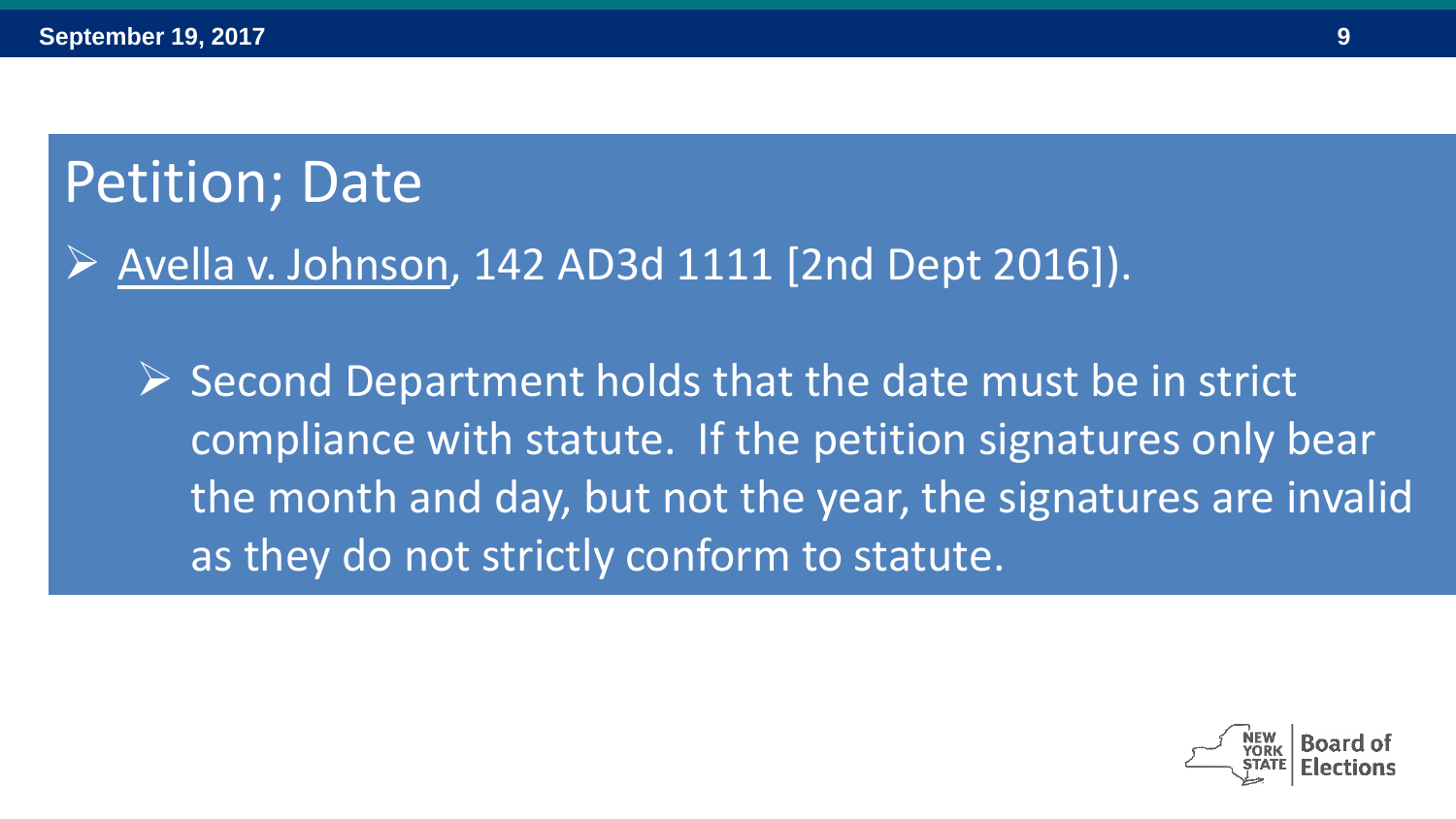# Petition; Date

- Avella v. Johnson, 142 AD3d 1111 [2nd Dept 2016]).
  - Second Department holds that the date must be in strict compliance with statute. If the petition signatures only bear the month and day, but not the year, the signatures are invalid as they do not strictly conform to statute.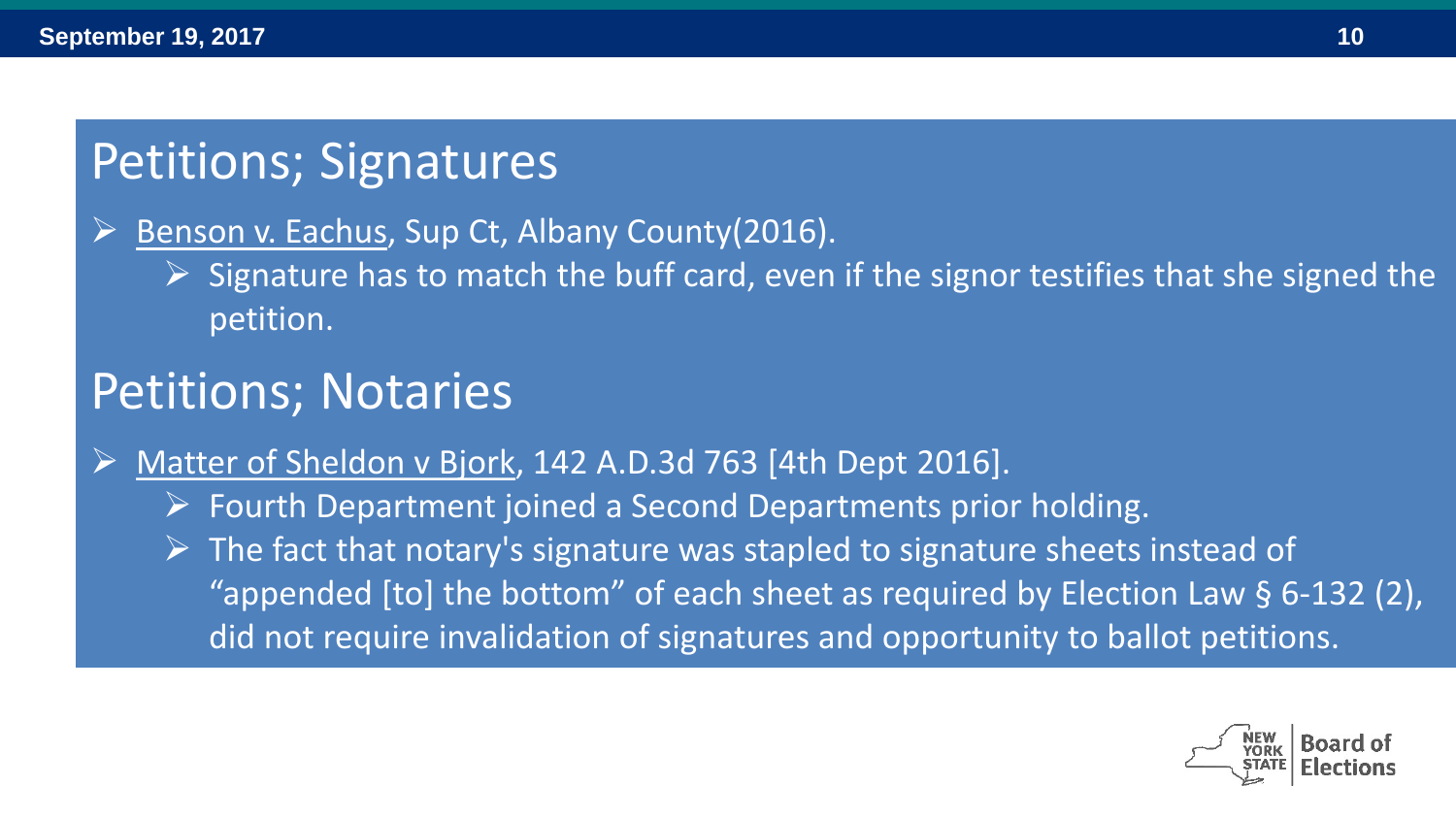## Petitions; Signatures

- Benson v. Eachus, Sup Ct, Albany County(2016).
  - Signature has to match the buff card, even if the signor testifies that she signed the petition.

## Petitions; Notaries

- Matter of Sheldon v Bjork, 142 A.D.3d 763 [4th Dept 2016].
  - Fourth Department joined a Second Departments prior holding.
  - The fact that notary's signature was stapled to signature sheets instead of "appended [to] the bottom" of each sheet as required by Election Law § 6-132 (2), did not require invalidation of signatures and opportunity to ballot petitions.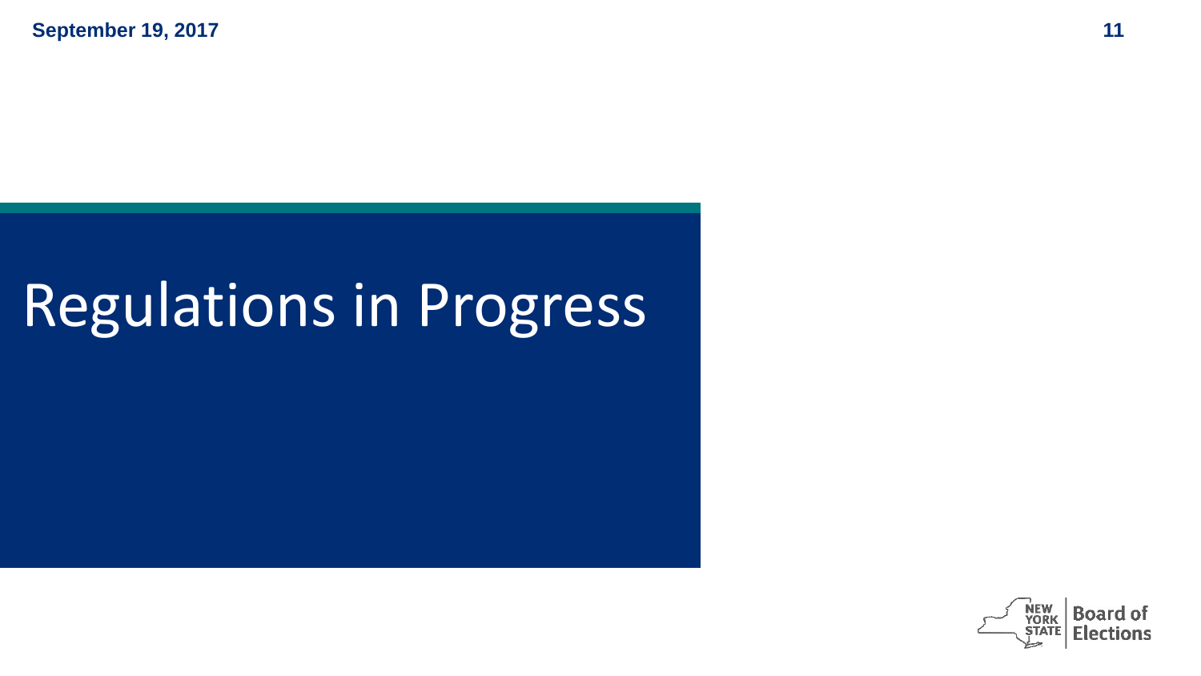# Regulations in Progress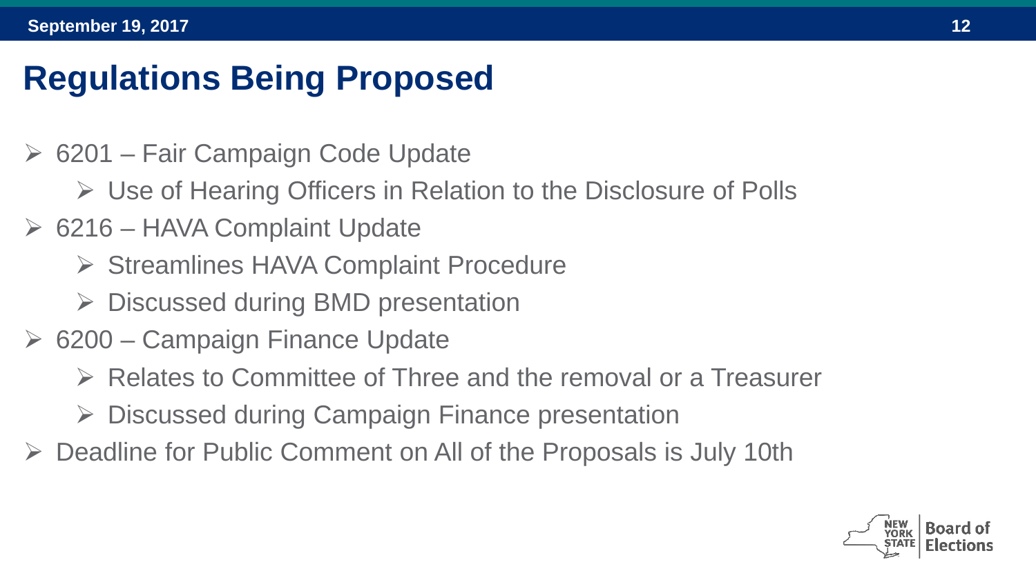# Regulations Being Proposed

- 6201 – Fair Campaign Code Update
  - Use of Hearing Officers in Relation to the Disclosure of Polls
- 6216 – HAVA Complaint Update
  - Streamlines HAVA Complaint Procedure
  - Discussed during BMD presentation
- 6200 – Campaign Finance Update
  - Relates to Committee of Three and the removal or a Treasurer
  - Discussed during Campaign Finance presentation
- Deadline for Public Comment on All of the Proposals is July 10th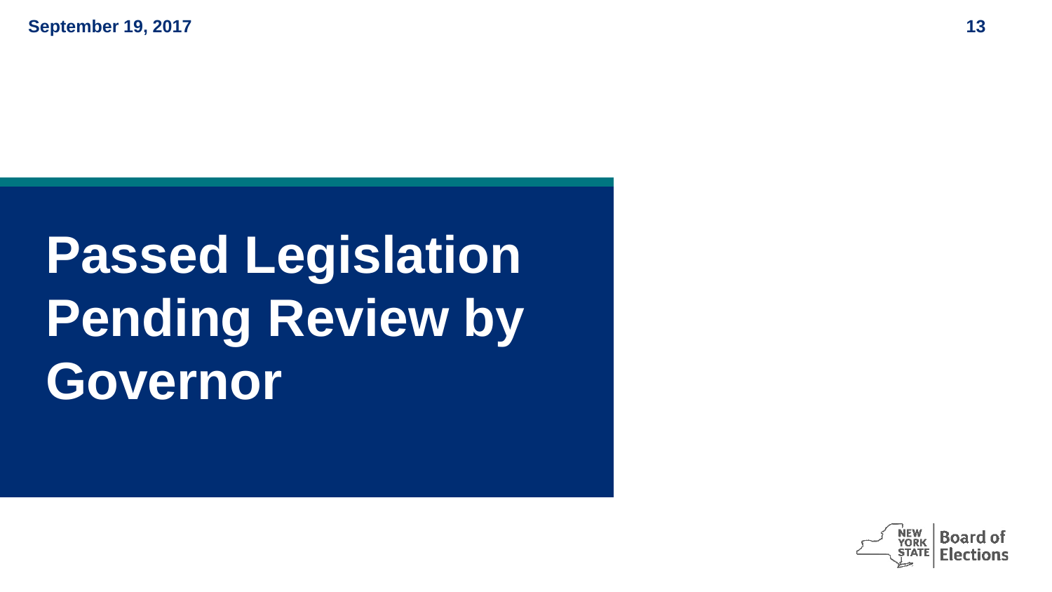# Passed Legislation Pending Review by Governor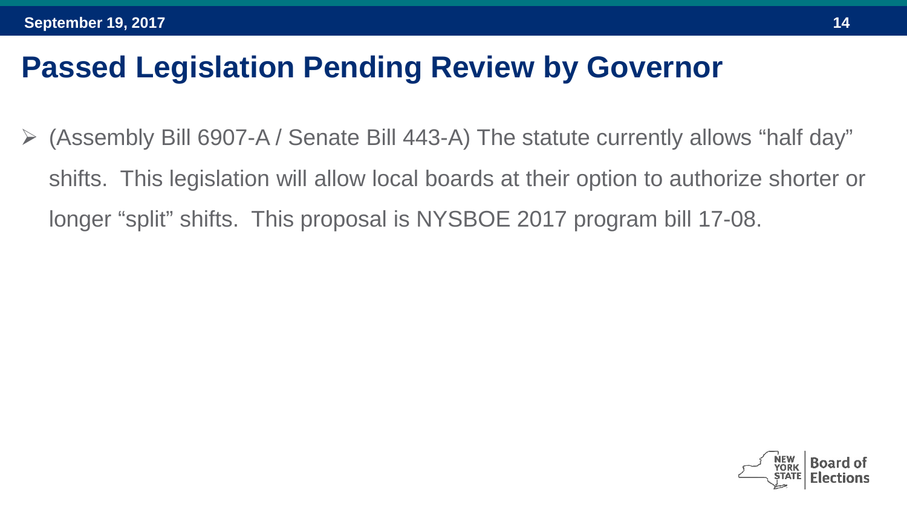# Passed Legislation Pending Review by Governor

- (Assembly Bill 6907-A / Senate Bill 443-A) The statute currently allows "half day" shifts. This legislation will allow local boards at their option to authorize shorter or longer "split" shifts. This proposal is NYSBOE 2017 program bill 17-08.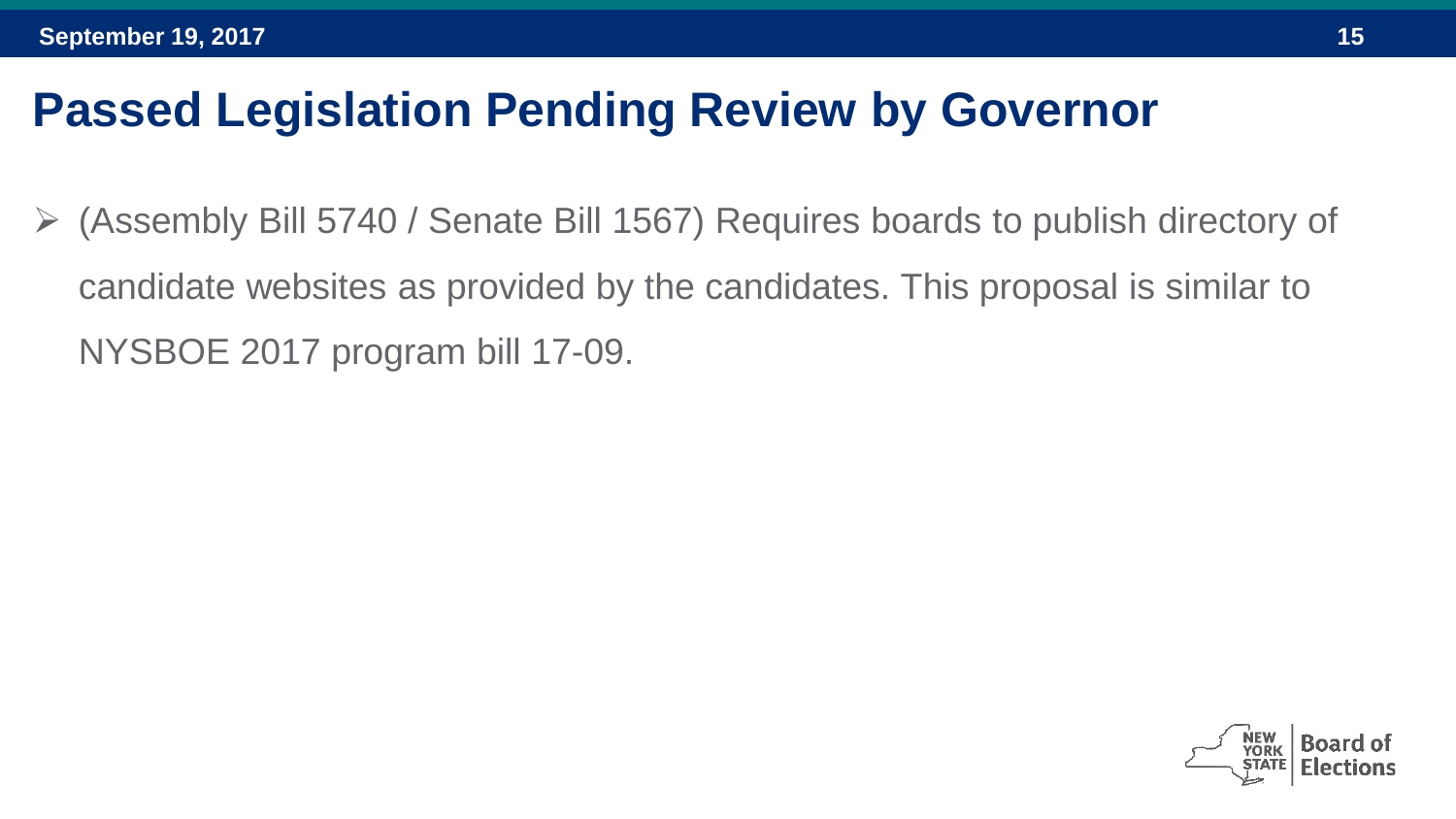# Passed Legislation Pending Review by Governor

- (Assembly Bill 5740 / Senate Bill 1567) Requires boards to publish directory of candidate websites as provided by the candidates. This proposal is similar to NYSBOE 2017 program bill 17-09.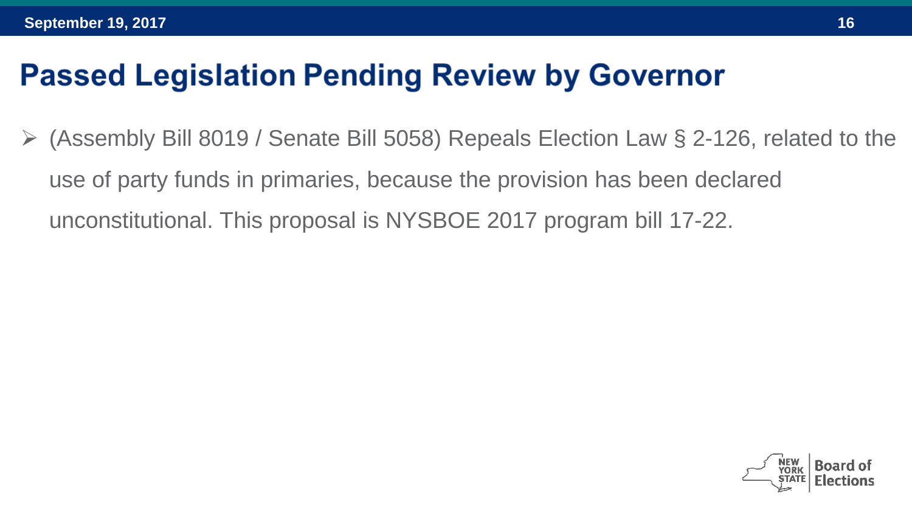# Passed Legislation Pending Review by Governor

- (Assembly Bill 8019 / Senate Bill 5058) Repeals Election Law § 2-126, related to the use of party funds in primaries, because the provision has been declared unconstitutional. This proposal is NYSBOE 2017 program bill 17-22.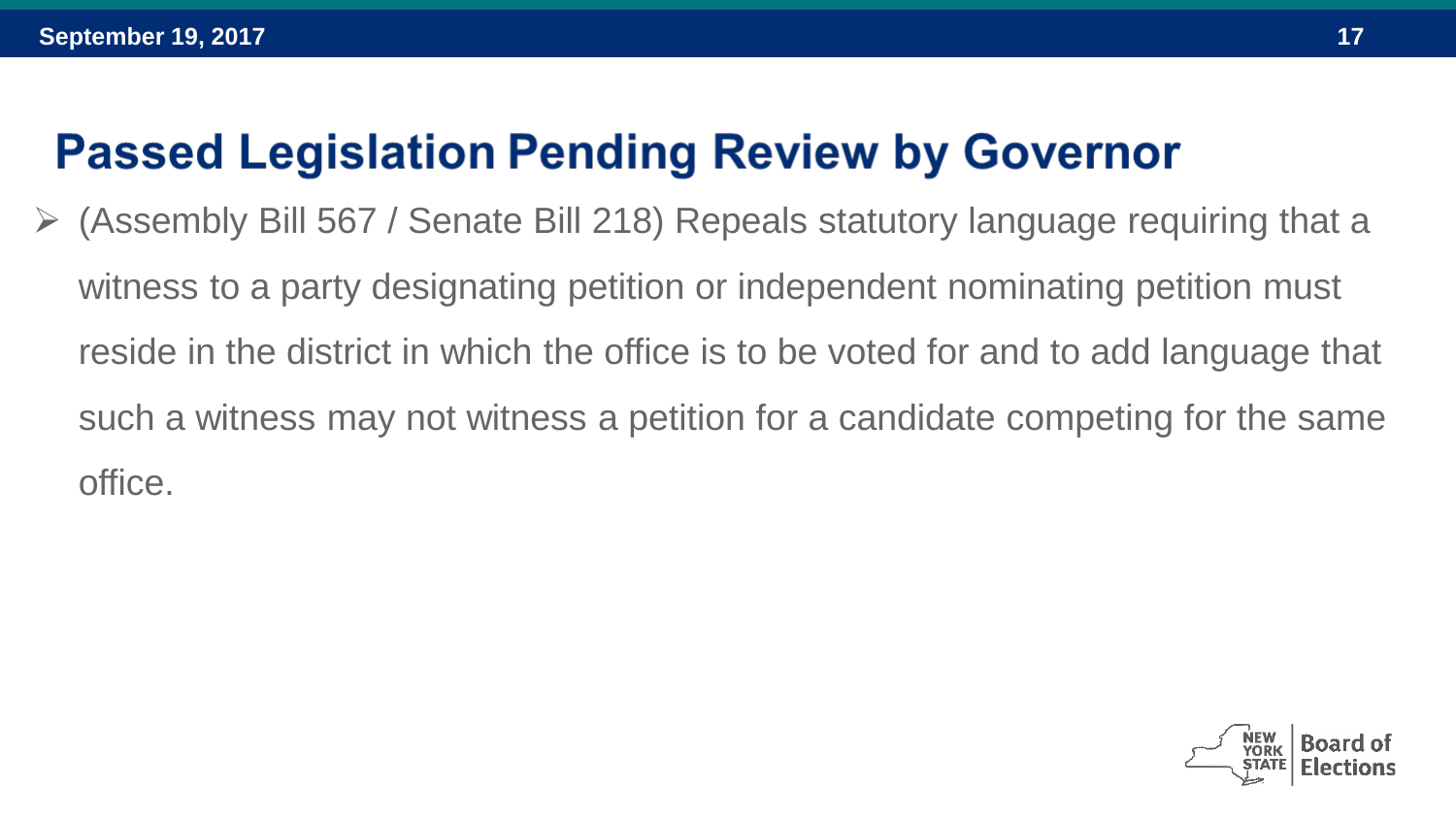# Passed Legislation Pending Review by Governor

- (Assembly Bill 567 / Senate Bill 218) Repeals statutory language requiring that a witness to a party designating petition or independent nominating petition must reside in the district in which the office is to be voted for and to add language that such a witness may not witness a petition for a candidate competing for the same office.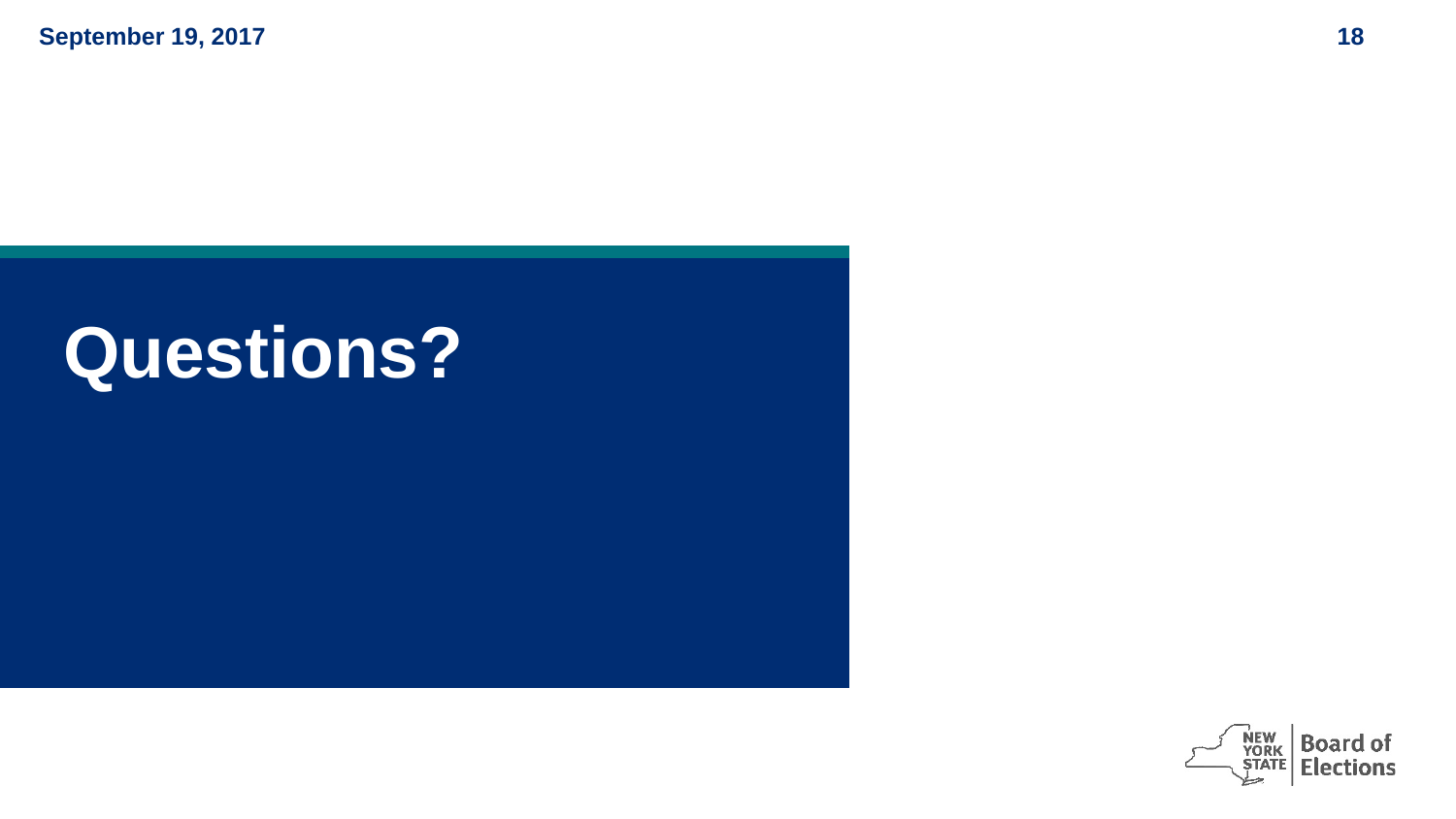# Questions?